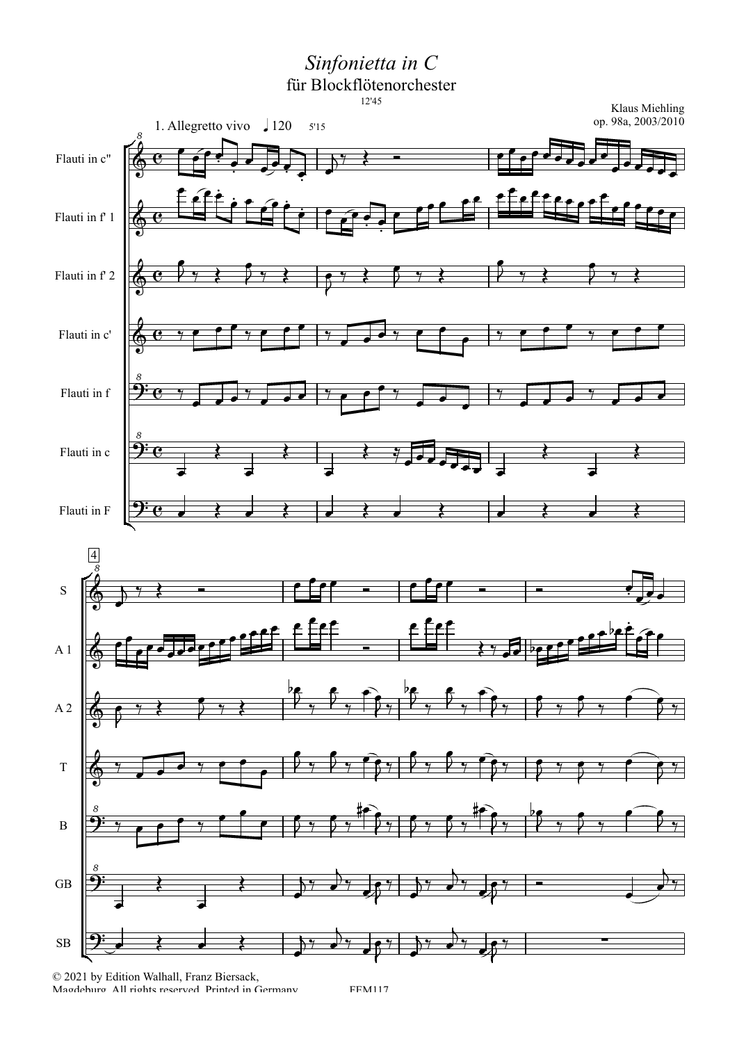# *Sinfonietta in C*

## für Blockflötenorchester

12'45

Klaus Miehling
op. 98a, 2003/2010

1. Allegretto vivo ♩120 5'15

Flauti in c''
Flauti in f' 1
Flauti in f' 2
Flauti in c'
Flauti in f
Flauti in c
Flauti in F

S
A 1
A 2
T
B
GB
SB

© 2021 by Edition Walhall, Franz Biersack, Magdeburg. All rights reserved. Printed in Germany. EEM117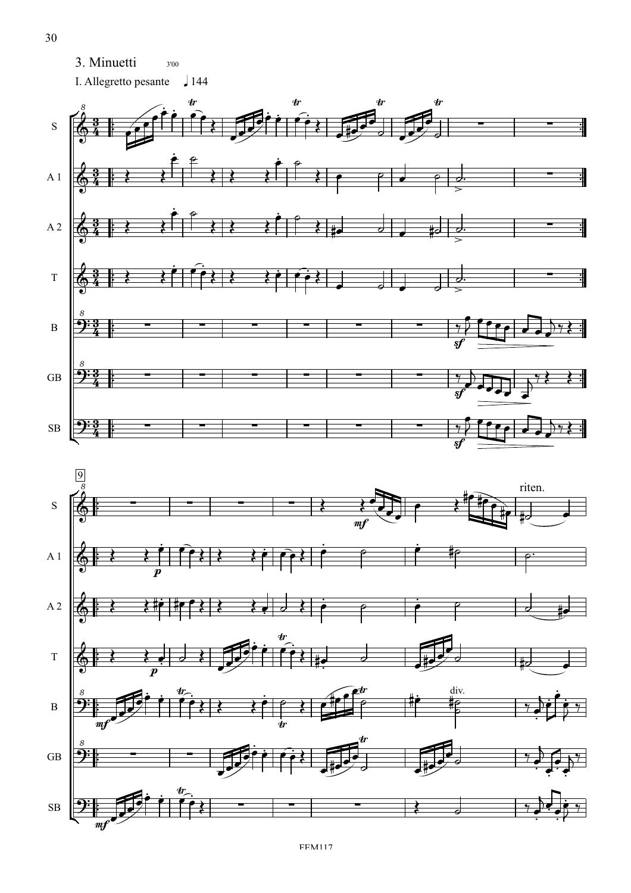### 3. Minuetti

3'00

I. Allegretto pesante ♩144